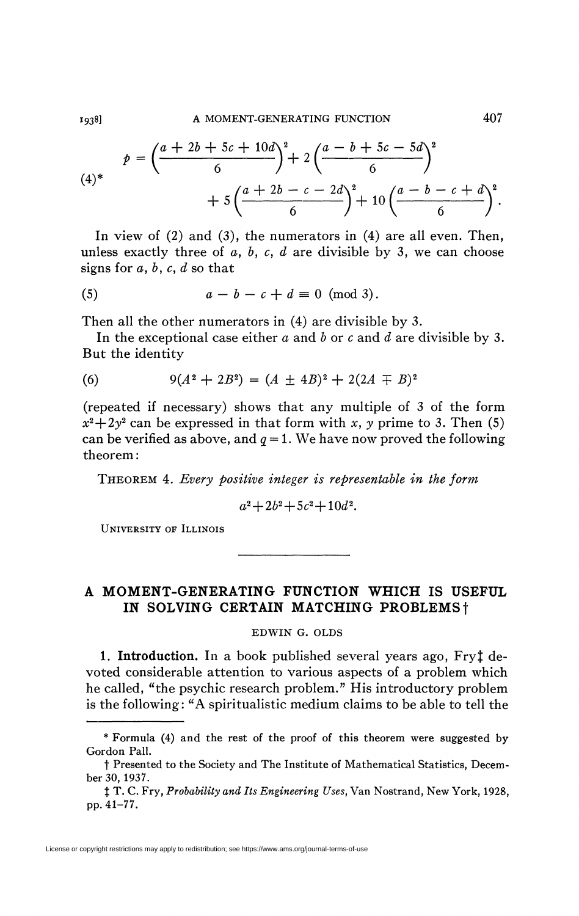$$p = \left(\frac{a + 2b + 5c + 10d}{6}\right)^2 + 2\left(\frac{a - b + 5c - 5d}{6}\right)^2$$
$$(4)^* \qquad + 5\left(\frac{a + 2b - c - 2d}{6}\right)^2 + 10\left(\frac{a - b - c + d}{6}\right)^2.$$

In view of (2) and (3), the numerators in (4) are all even. Then, unless exactly three of $a$, $b$, $c$, $d$ are divisible by 3, we can choose signs for $a$, $b$, $c$, $d$ so that

$$(5) \qquad a - b - c + d \equiv 0 \pmod{3}.$$

Then all the other numerators in (4) are divisible by 3.

In the exceptional case either $a$ and $b$ or $c$ and $d$ are divisible by 3. But the identity

$$(6) \qquad 9(A^2 + 2B^2) = (A \pm 4B)^2 + 2(2A \mp B)^2$$

(repeated if necessary) shows that any multiple of 3 of the form $x^2+2y^2$ can be expressed in that form with $x$, $y$ prime to 3. Then (5) can be verified as above, and $q=1$. We have now proved the following theorem:

THEOREM 4. *Every positive integer is representable in the form*

$$a^2+2b^2+5c^2+10d^2.$$

UNIVERSITY OF ILLINOIS

---

## A MOMENT-GENERATING FUNCTION WHICH IS USEFUL IN SOLVING CERTAIN MATCHING PROBLEMS†

EDWIN G. OLDS

**1. Introduction.** In a book published several years ago, Fry‡ devoted considerable attention to various aspects of a problem which he called, "the psychic research problem." His introductory problem is the following: "A spiritualistic medium claims to be able to tell the

---

\* Formula (4) and the rest of the proof of this theorem were suggested by Gordon Pall.

† Presented to the Society and The Institute of Mathematical Statistics, December 30, 1937.

‡ T. C. Fry, *Probability and Its Engineering Uses*, Van Nostrand, New York, 1928, pp. 41–77.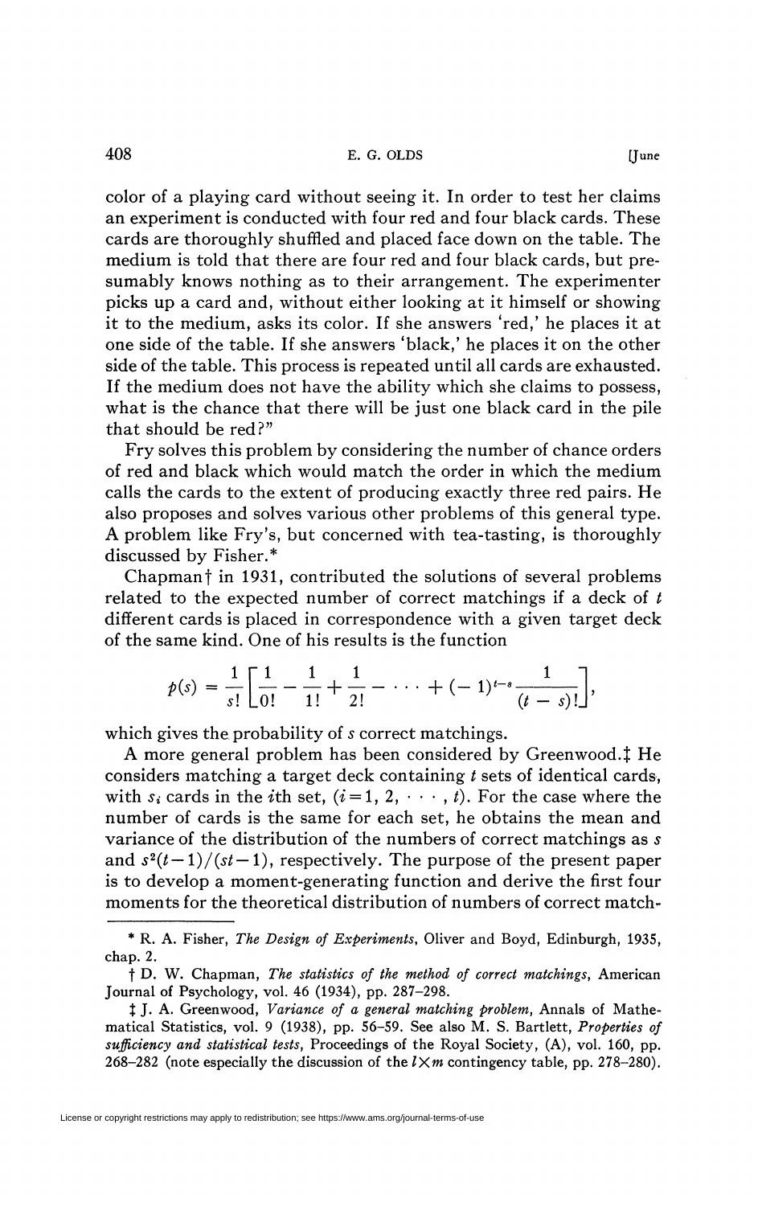color of a playing card without seeing it. In order to test her claims an experiment is conducted with four red and four black cards. These cards are thoroughly shuffled and placed face down on the table. The medium is told that there are four red and four black cards, but presumably knows nothing as to their arrangement. The experimenter picks up a card and, without either looking at it himself or showing it to the medium, asks its color. If she answers 'red,' he places it at one side of the table. If she answers 'black,' he places it on the other side of the table. This process is repeated until all cards are exhausted. If the medium does not have the ability which she claims to possess, what is the chance that there will be just one black card in the pile that should be red?"

Fry solves this problem by considering the number of chance orders of red and black which would match the order in which the medium calls the cards to the extent of producing exactly three red pairs. He also proposes and solves various other problems of this general type. A problem like Fry's, but concerned with tea-tasting, is thoroughly discussed by Fisher.*

Chapman† in 1931, contributed the solutions of several problems related to the expected number of correct matchings if a deck of $t$ different cards is placed in correspondence with a given target deck of the same kind. One of his results is the function

$$p(s) = \frac{1}{s!}\left[\frac{1}{0!} - \frac{1}{1!} + \frac{1}{2!} - \cdots + (-1)^{t-s}\frac{1}{(t-s)!}\right],$$

which gives the probability of $s$ correct matchings.

A more general problem has been considered by Greenwood.‡ He considers matching a target deck containing $t$ sets of identical cards, with $s_i$ cards in the $i$th set, $(i = 1, 2, \cdots, t)$. For the case where the number of cards is the same for each set, he obtains the mean and variance of the distribution of the numbers of correct matchings as $s$ and $s^2(t-1)/(st-1)$, respectively. The purpose of the present paper is to develop a moment-generating function and derive the first four moments for the theoretical distribution of numbers of correct match-

---

\* R. A. Fisher, *The Design of Experiments*, Oliver and Boyd, Edinburgh, 1935, chap. 2.

† D. W. Chapman, *The statistics of the method of correct matchings*, American Journal of Psychology, vol. 46 (1934), pp. 287–298.

‡ J. A. Greenwood, *Variance of a general matching problem*, Annals of Mathematical Statistics, vol. 9 (1938), pp. 56–59. See also M. S. Bartlett, *Properties of sufficiency and statistical tests*, Proceedings of the Royal Society, (A), vol. 160, pp. 268–282 (note especially the discussion of the $l \times m$ contingency table, pp. 278–280).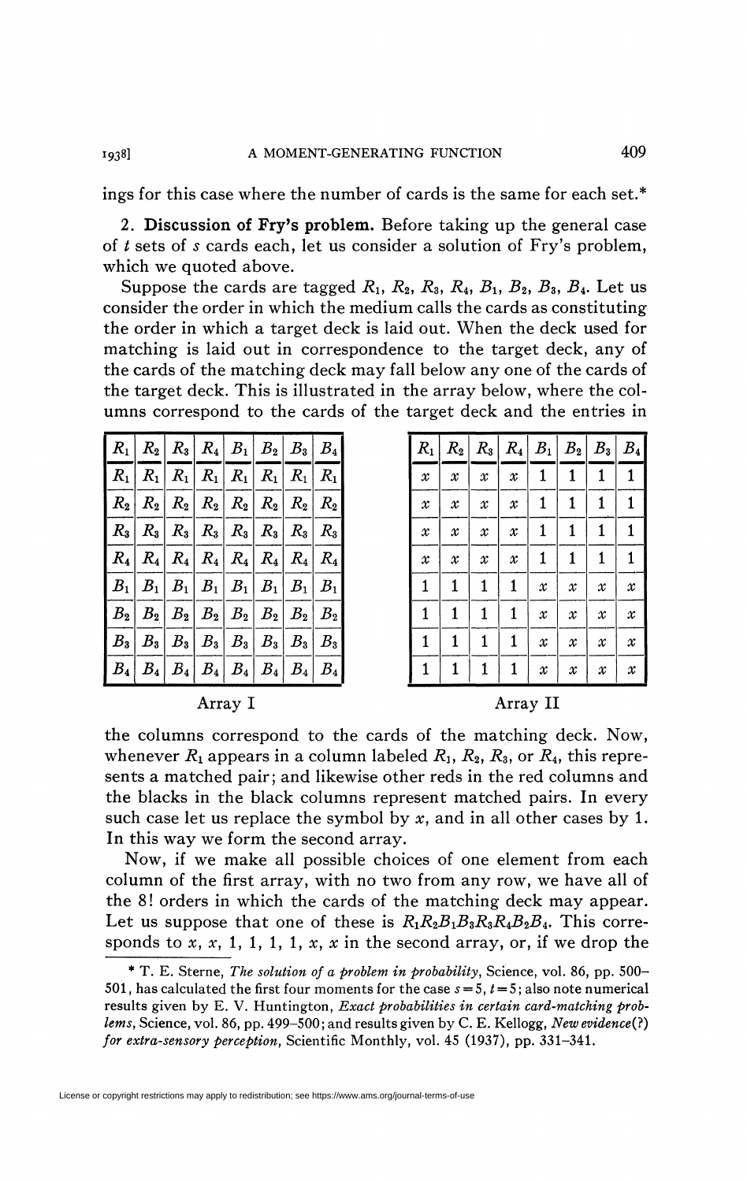ings for this case where the number of cards is the same for each set.*

**2. Discussion of Fry's problem.** Before taking up the general case of $t$ sets of $s$ cards each, let us consider a solution of Fry's problem, which we quoted above.

Suppose the cards are tagged $R_1$, $R_2$, $R_3$, $R_4$, $B_1$, $B_2$, $B_3$, $B_4$. Let us consider the order in which the medium calls the cards as constituting the order in which a target deck is laid out. When the deck used for matching is laid out in correspondence to the target deck, any of the cards of the matching deck may fall below any one of the cards of the target deck. This is illustrated in the array below, where the columns correspond to the cards of the target deck and the entries in

| $R_1$ | $R_2$ | $R_3$ | $R_4$ | $B_1$ | $B_2$ | $B_3$ | $B_4$ |
|---|---|---|---|---|---|---|---|
| $R_1$ | $R_1$ | $R_1$ | $R_1$ | $R_1$ | $R_1$ | $R_1$ | $R_1$ |
| $R_2$ | $R_2$ | $R_2$ | $R_2$ | $R_2$ | $R_2$ | $R_2$ | $R_2$ |
| $R_3$ | $R_3$ | $R_3$ | $R_3$ | $R_3$ | $R_3$ | $R_3$ | $R_3$ |
| $R_4$ | $R_4$ | $R_4$ | $R_4$ | $R_4$ | $R_4$ | $R_4$ | $R_4$ |
| $B_1$ | $B_1$ | $B_1$ | $B_1$ | $B_1$ | $B_1$ | $B_1$ | $B_1$ |
| $B_2$ | $B_2$ | $B_2$ | $B_2$ | $B_2$ | $B_2$ | $B_2$ | $B_2$ |
| $B_3$ | $B_3$ | $B_3$ | $B_3$ | $B_3$ | $B_3$ | $B_3$ | $B_3$ |
| $B_4$ | $B_4$ | $B_4$ | $B_4$ | $B_4$ | $B_4$ | $B_4$ | $B_4$ |

Array I

| $R_1$ | $R_2$ | $R_3$ | $R_4$ | $B_1$ | $B_2$ | $B_3$ | $B_4$ |
|---|---|---|---|---|---|---|---|
| $x$ | $x$ | $x$ | $x$ | 1 | 1 | 1 | 1 |
| $x$ | $x$ | $x$ | $x$ | 1 | 1 | 1 | 1 |
| $x$ | $x$ | $x$ | $x$ | 1 | 1 | 1 | 1 |
| $x$ | $x$ | $x$ | $x$ | 1 | 1 | 1 | 1 |
| 1 | 1 | 1 | 1 | $x$ | $x$ | $x$ | $x$ |
| 1 | 1 | 1 | 1 | $x$ | $x$ | $x$ | $x$ |
| 1 | 1 | 1 | 1 | $x$ | $x$ | $x$ | $x$ |
| 1 | 1 | 1 | 1 | $x$ | $x$ | $x$ | $x$ |

Array II

the columns correspond to the cards of the matching deck. Now, whenever $R_1$ appears in a column labeled $R_1$, $R_2$, $R_3$, or $R_4$, this represents a matched pair; and likewise other reds in the red columns and the blacks in the black columns represent matched pairs. In every such case let us replace the symbol by $x$, and in all other cases by 1. In this way we form the second array.

Now, if we make all possible choices of one element from each column of the first array, with no two from any row, we have all of the $8!$ orders in which the cards of the matching deck may appear. Let us suppose that one of these is $R_1R_2B_1B_3R_3R_4B_2B_4$. This corresponds to $x$, $x$, 1, 1, 1, 1, $x$, $x$ in the second array, or, if we drop the

---

\* T. E. Sterne, *The solution of a problem in probability*, Science, vol. 86, pp. 500–501, has calculated the first four moments for the case $s=5$, $t=5$; also note numerical results given by E. V. Huntington, *Exact probabilities in certain card-matching problems*, Science, vol. 86, pp. 499–500; and results given by C. E. Kellogg, *New evidence(?) for extra-sensory perception*, Scientific Monthly, vol. 45 (1937), pp. 331–341.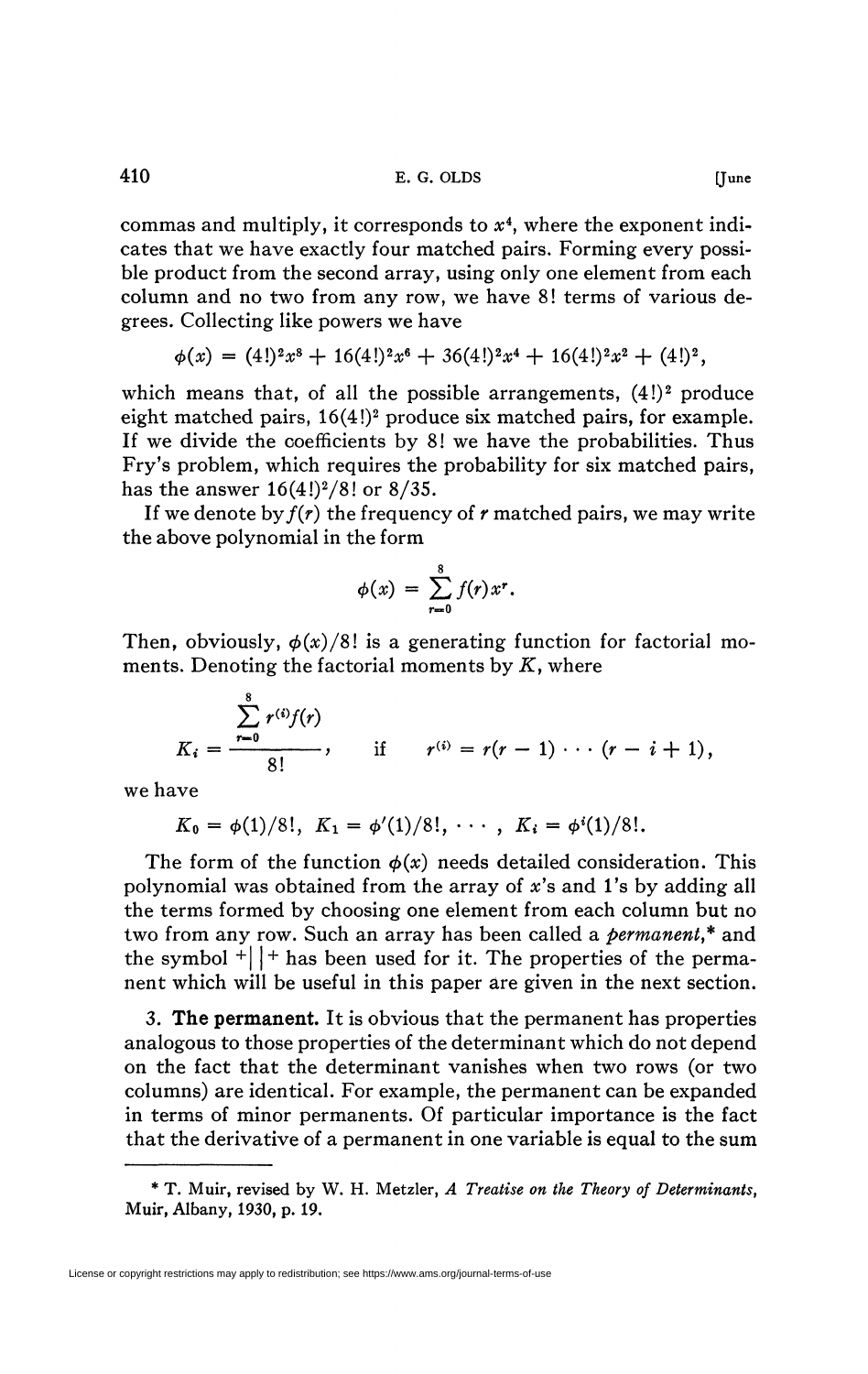commas and multiply, it corresponds to $x^4$, where the exponent indicates that we have exactly four matched pairs. Forming every possible product from the second array, using only one element from each column and no two from any row, we have $8!$ terms of various degrees. Collecting like powers we have

$$\phi(x) = (4!)^2x^8 + 16(4!)^2x^6 + 36(4!)^2x^4 + 16(4!)^2x^2 + (4!)^2,$$

which means that, of all the possible arrangements, $(4!)^2$ produce eight matched pairs, $16(4!)^2$ produce six matched pairs, for example. If we divide the coefficients by $8!$ we have the probabilities. Thus Fry's problem, which requires the probability for six matched pairs, has the answer $16(4!)^2/8!$ or $8/35$.

If we denote by $f(r)$ the frequency of $r$ matched pairs, we may write the above polynomial in the form

$$\phi(x) = \sum_{r=0}^{8} f(r)x^r.$$

Then, obviously, $\phi(x)/8!$ is a generating function for factorial moments. Denoting the factorial moments by $K$, where

$$K_i = \frac{\sum_{r=0}^{8} r^{(i)}f(r)}{8!}, \qquad \text{if} \qquad r^{(i)} = r(r-1)\cdots(r-i+1),$$

we have

$$K_0 = \phi(1)/8!, \ K_1 = \phi'(1)/8!, \ \cdots, \ K_i = \phi^i(1)/8!.$$

The form of the function $\phi(x)$ needs detailed consideration. This polynomial was obtained from the array of $x$'s and 1's by adding all the terms formed by choosing one element from each column but no two from any row. Such an array has been called a *permanent*,* and the symbol $^+|\ |^+$ has been used for it. The properties of the permanent which will be useful in this paper are given in the next section.

**3. The permanent.** It is obvious that the permanent has properties analogous to those properties of the determinant which do not depend on the fact that the determinant vanishes when two rows (or two columns) are identical. For example, the permanent can be expanded in terms of minor permanents. Of particular importance is the fact that the derivative of a permanent in one variable is equal to the sum

---

* T. Muir, revised by W. H. Metzler, *A Treatise on the Theory of Determinants*, Muir, Albany, 1930, p. 19.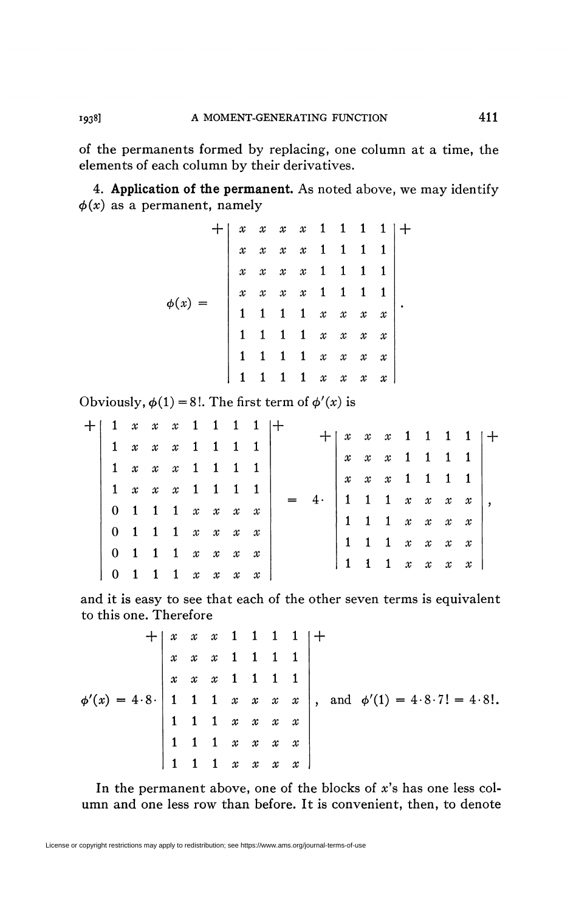of the permanents formed by replacing, one column at a time, the elements of each column by their derivatives.

**4. Application of the permanent.** As noted above, we may identify $\phi(x)$ as a permanent, namely

$$\phi(x) = {}^{+}\begin{vmatrix} x & x & x & x & 1 & 1 & 1 & 1 \\ x & x & x & x & 1 & 1 & 1 & 1 \\ x & x & x & x & 1 & 1 & 1 & 1 \\ x & x & x & x & 1 & 1 & 1 & 1 \\ 1 & 1 & 1 & 1 & x & x & x & x \\ 1 & 1 & 1 & 1 & x & x & x & x \\ 1 & 1 & 1 & 1 & x & x & x & x \\ 1 & 1 & 1 & 1 & x & x & x & x \end{vmatrix}^{+}.$$

Obviously, $\phi(1) = 8!$. The first term of $\phi'(x)$ is

$${}^{+}\begin{vmatrix} 1 & x & x & x & 1 & 1 & 1 & 1 \\ 1 & x & x & x & 1 & 1 & 1 & 1 \\ 1 & x & x & x & 1 & 1 & 1 & 1 \\ 1 & x & x & x & 1 & 1 & 1 & 1 \\ 0 & 1 & 1 & 1 & x & x & x & x \\ 0 & 1 & 1 & 1 & x & x & x & x \\ 0 & 1 & 1 & 1 & x & x & x & x \\ 0 & 1 & 1 & 1 & x & x & x & x \end{vmatrix}^{+} = 4 \cdot {}^{+}\begin{vmatrix} x & x & x & 1 & 1 & 1 & 1 \\ x & x & x & 1 & 1 & 1 & 1 \\ x & x & x & 1 & 1 & 1 & 1 \\ 1 & 1 & 1 & x & x & x & x \\ 1 & 1 & 1 & x & x & x & x \\ 1 & 1 & 1 & x & x & x & x \\ 1 & 1 & 1 & x & x & x & x \end{vmatrix}^{+},$$

and it is easy to see that each of the other seven terms is equivalent to this one. Therefore

$$\phi'(x) = 4 \cdot 8 \cdot {}^{+}\begin{vmatrix} x & x & x & 1 & 1 & 1 & 1 \\ x & x & x & 1 & 1 & 1 & 1 \\ x & x & x & 1 & 1 & 1 & 1 \\ 1 & 1 & 1 & x & x & x & x \\ 1 & 1 & 1 & x & x & x & x \\ 1 & 1 & 1 & x & x & x & x \\ 1 & 1 & 1 & x & x & x & x \end{vmatrix}^{+}, \quad \text{and} \quad \phi'(1) = 4 \cdot 8 \cdot 7! = 4 \cdot 8!.$$

In the permanent above, one of the blocks of $x$'s has one less column and one less row than before. It is convenient, then, to denote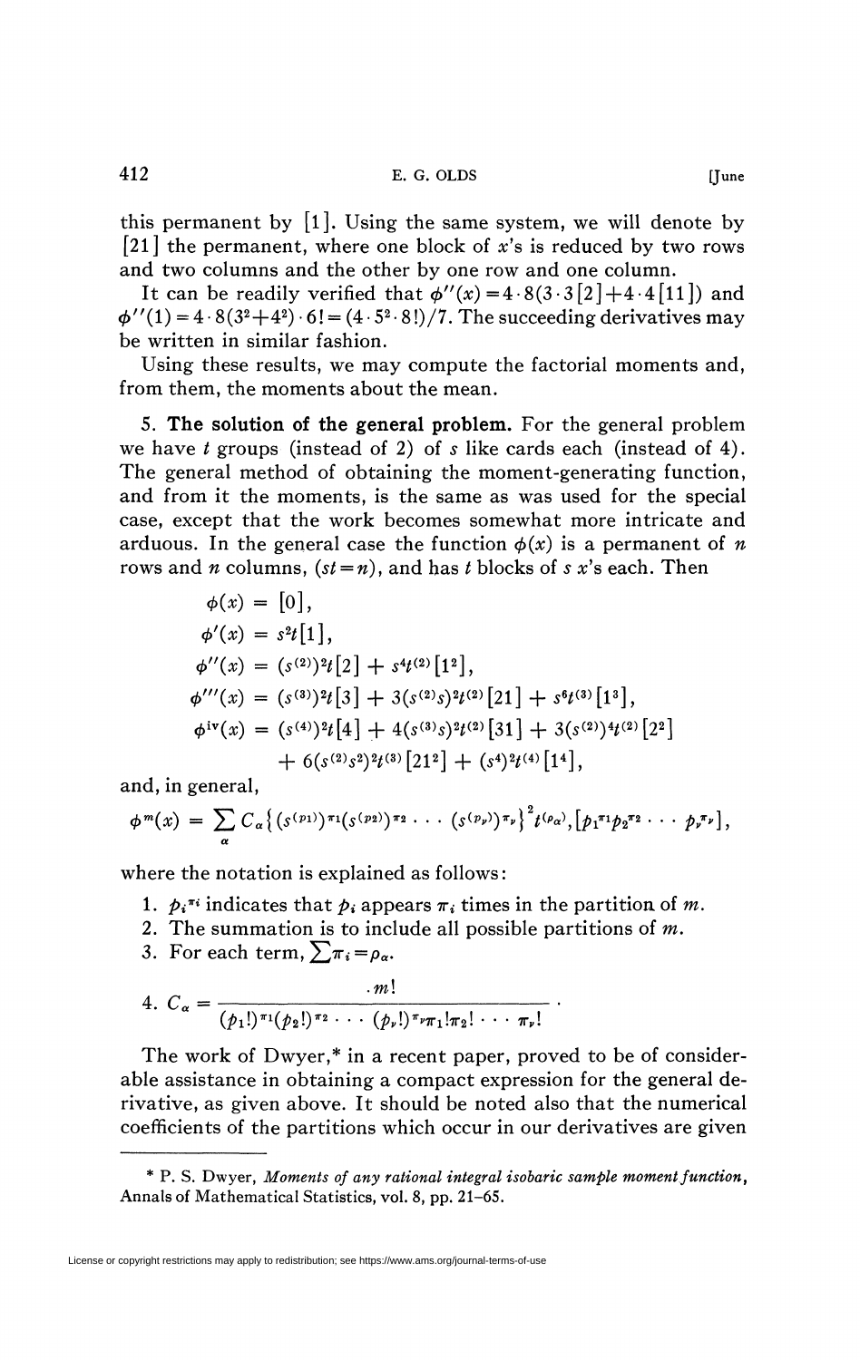this permanent by [1]. Using the same system, we will denote by [21] the permanent, where one block of $x$'s is reduced by two rows and two columns and the other by one row and one column.

It can be readily verified that $\phi''(x) = 4\cdot 8(3\cdot 3[2] + 4\cdot 4[11])$ and $\phi''(1) = 4\cdot 8(3^2+4^2)\cdot 6! = (4\cdot 5^2\cdot 8!)/7$. The succeeding derivatives may be written in similar fashion.

Using these results, we may compute the factorial moments and, from them, the moments about the mean.

**5. The solution of the general problem.** For the general problem we have $t$ groups (instead of 2) of $s$ like cards each (instead of 4). The general method of obtaining the moment-generating function, and from it the moments, is the same as was used for the special case, except that the work becomes somewhat more intricate and arduous. In the general case the function $\phi(x)$ is a permanent of $n$ rows and $n$ columns, $(st = n)$, and has $t$ blocks of $s$ $x$'s each. Then

$$
\begin{aligned}
\phi(x) &= [0],\\
\phi'(x) &= s^2 t[1],\\
\phi''(x) &= (s^{(2)})^2 t[2] + s^4 t^{(2)}[1^2],\\
\phi'''(x) &= (s^{(3)})^2 t[3] + 3(s^{(2)}s)^2 t^{(2)}[21] + s^6 t^{(3)}[1^3],\\
\phi^{\text{iv}}(x) &= (s^{(4)})^2 t[4] + 4(s^{(3)}s)^2 t^{(2)}[31] + 3(s^{(2)})^4 t^{(2)}[2^2]\\
&\quad + 6(s^{(2)}s^2)^2 t^{(3)}[21^2] + (s^4)^2 t^{(4)}[1^4],
\end{aligned}
$$

and, in general,

$$
\phi^m(x) = \sum_\alpha C_\alpha \left\{ (s^{(p_1)})^{\pi_1} (s^{(p_2)})^{\pi_2} \cdots (s^{(p_\nu)})^{\pi_\nu} \right\}^2 t^{(\rho_\alpha)} [p_1^{\pi_1} p_2^{\pi_2} \cdots p_\nu^{\pi_\nu}],
$$

where the notation is explained as follows:

1. $p_i^{\pi_i}$ indicates that $p_i$ appears $\pi_i$ times in the partition of $m$.
2. The summation is to include all possible partitions of $m$.
3. For each term, $\sum \pi_i = \rho_\alpha$.
4. $C_\alpha = \dfrac{m!}{(p_1!)^{\pi_1}(p_2!)^{\pi_2}\cdots(p_\nu!)^{\pi_\nu}\pi_1!\pi_2!\cdots\pi_\nu!}$.

The work of Dwyer,* in a recent paper, proved to be of considerable assistance in obtaining a compact expression for the general derivative, as given above. It should be noted also that the numerical coefficients of the partitions which occur in our derivatives are given

---

\* P. S. Dwyer, *Moments of any rational integral isobaric sample moment function*, Annals of Mathematical Statistics, vol. 8, pp. 21–65.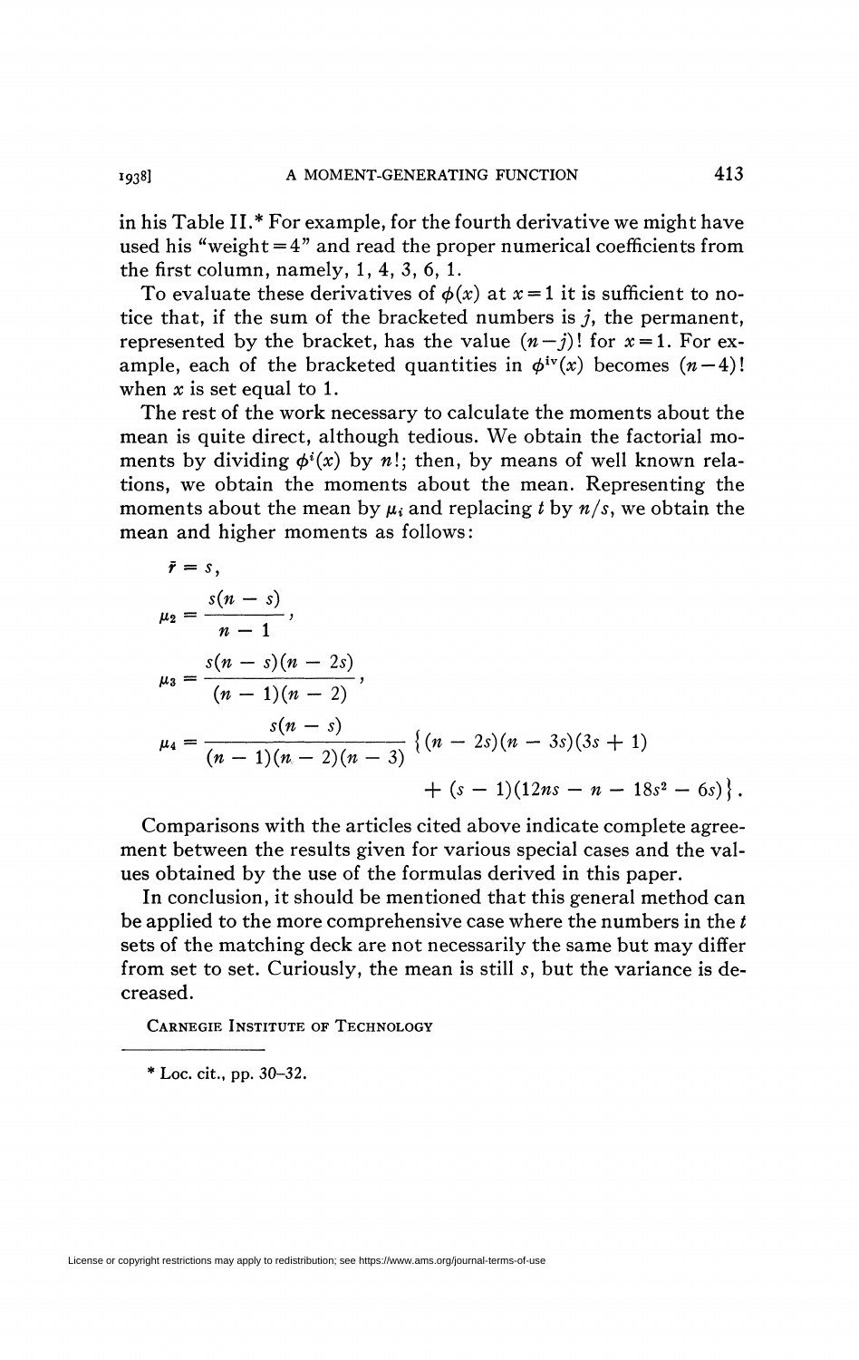in his Table II.* For example, for the fourth derivative we might have used his "weight = 4" and read the proper numerical coefficients from the first column, namely, 1, 4, 3, 6, 1.

To evaluate these derivatives of $\phi(x)$ at $x=1$ it is sufficient to notice that, if the sum of the bracketed numbers is $j$, the permanent, represented by the bracket, has the value $(n-j)!$ for $x=1$. For example, each of the bracketed quantities in $\phi^{iv}(x)$ becomes $(n-4)!$ when $x$ is set equal to 1.

The rest of the work necessary to calculate the moments about the mean is quite direct, although tedious. We obtain the factorial moments by dividing $\phi^i(x)$ by $n!$; then, by means of well known relations, we obtain the moments about the mean. Representing the moments about the mean by $\mu_i$ and replacing $t$ by $n/s$, we obtain the mean and higher moments as follows:

$$\bar{r} = s,$$

$$\mu_2 = \frac{s(n-s)}{n-1},$$

$$\mu_3 = \frac{s(n-s)(n-2s)}{(n-1)(n-2)},$$

$$\mu_4 = \frac{s(n-s)}{(n-1)(n-2)(n-3)}\{(n-2s)(n-3s)(3s+1) + (s-1)(12ns - n - 18s^2 - 6s)\}.$$

Comparisons with the articles cited above indicate complete agreement between the results given for various special cases and the values obtained by the use of the formulas derived in this paper.

In conclusion, it should be mentioned that this general method can be applied to the more comprehensive case where the numbers in the $t$ sets of the matching deck are not necessarily the same but may differ from set to set. Curiously, the mean is still $s$, but the variance is decreased.

CARNEGIE INSTITUTE OF TECHNOLOGY

---

* Loc. cit., pp. 30–32.